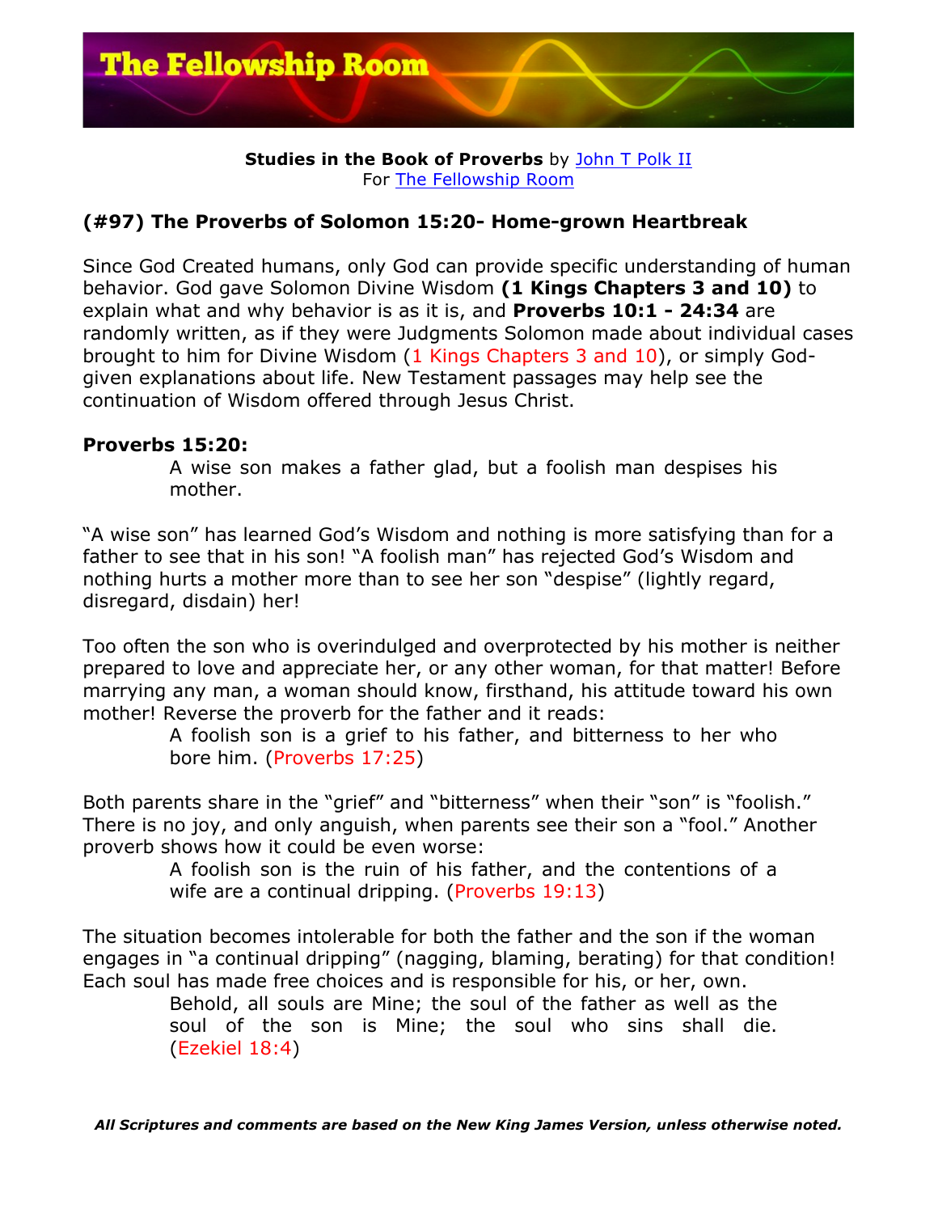**Studies in the Book of Proverbs** by [John T Polk II]
For [The Fellowship Room]

### (#97) The Proverbs of Solomon 15:20- Home-grown Heartbreak

Since God Created humans, only God can provide specific understanding of human behavior. God gave Solomon Divine Wisdom **(1 Kings Chapters 3 and 10)** to explain what and why behavior is as it is, and **Proverbs 10:1 - 24:34** are randomly written, as if they were Judgments Solomon made about individual cases brought to him for Divine Wisdom (1 Kings Chapters 3 and 10), or simply God-given explanations about life. New Testament passages may help see the continuation of Wisdom offered through Jesus Christ.

**Proverbs 15:20:**

> A wise son makes a father glad, but a foolish man despises his mother.

"A wise son" has learned God's Wisdom and nothing is more satisfying than for a father to see that in his son! "A foolish man" has rejected God's Wisdom and nothing hurts a mother more than to see her son "despise" (lightly regard, disregard, disdain) her!

Too often the son who is overindulged and overprotected by his mother is neither prepared to love and appreciate her, or any other woman, for that matter! Before marrying any man, a woman should know, firsthand, his attitude toward his own mother! Reverse the proverb for the father and it reads:

> A foolish son is a grief to his father, and bitterness to her who bore him. (Proverbs 17:25)

Both parents share in the "grief" and "bitterness" when their "son" is "foolish." There is no joy, and only anguish, when parents see their son a "fool." Another proverb shows how it could be even worse:

> A foolish son is the ruin of his father, and the contentions of a wife are a continual dripping. (Proverbs 19:13)

The situation becomes intolerable for both the father and the son if the woman engages in "a continual dripping" (nagging, blaming, berating) for that condition! Each soul has made free choices and is responsible for his, or her, own.

> Behold, all souls are Mine; the soul of the father as well as the soul of the son is Mine; the soul who sins shall die. (Ezekiel 18:4)

***All Scriptures and comments are based on the New King James Version, unless otherwise noted.***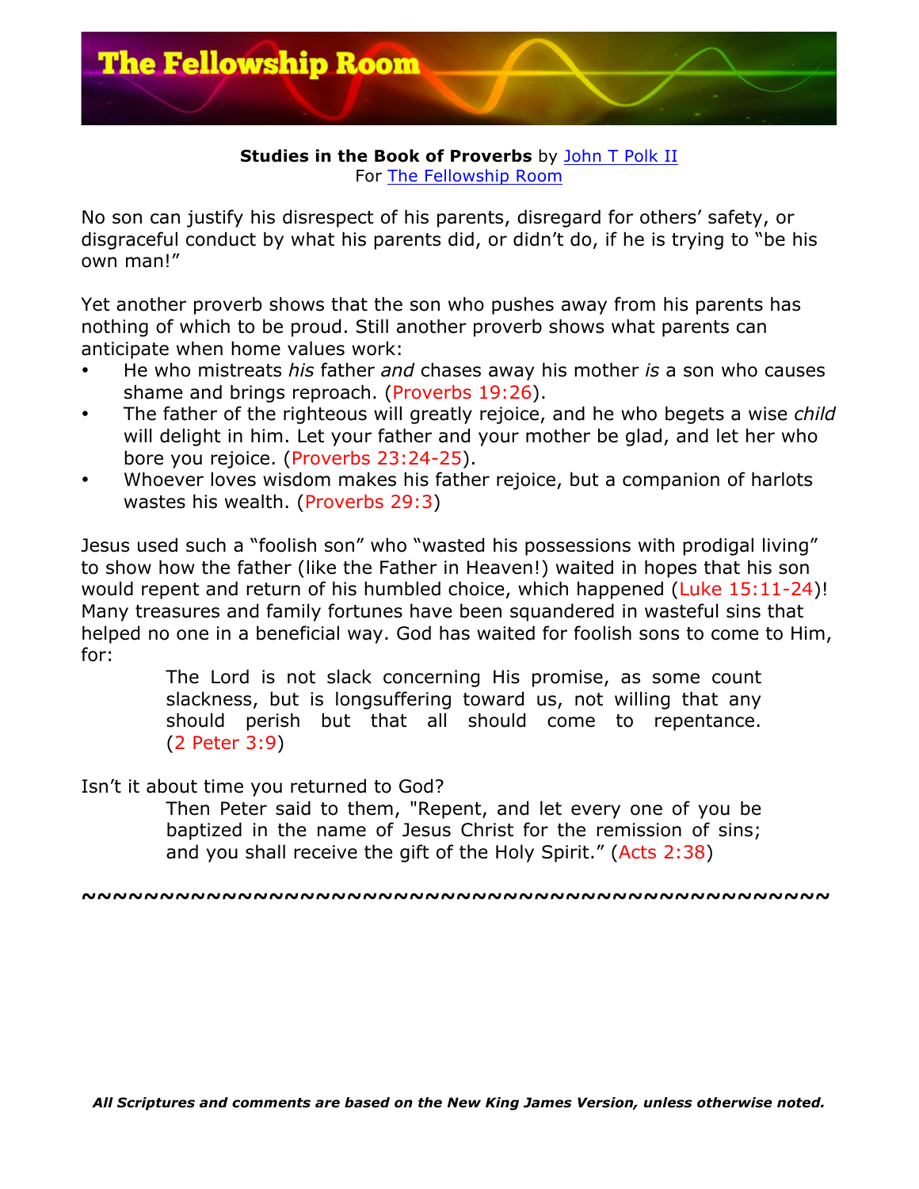**Studies in the Book of Proverbs** by John T Polk II
For The Fellowship Room

No son can justify his disrespect of his parents, disregard for others' safety, or disgraceful conduct by what his parents did, or didn't do, if he is trying to "be his own man!"

Yet another proverb shows that the son who pushes away from his parents has nothing of which to be proud. Still another proverb shows what parents can anticipate when home values work:

- He who mistreats *his* father *and* chases away his mother *is* a son who causes shame and brings reproach. (Proverbs 19:26).
- The father of the righteous will greatly rejoice, and he who begets a wise *child* will delight in him. Let your father and your mother be glad, and let her who bore you rejoice. (Proverbs 23:24-25).
- Whoever loves wisdom makes his father rejoice, but a companion of harlots wastes his wealth. (Proverbs 29:3)

Jesus used such a "foolish son" who "wasted his possessions with prodigal living" to show how the father (like the Father in Heaven!) waited in hopes that his son would repent and return of his humbled choice, which happened (Luke 15:11-24)! Many treasures and family fortunes have been squandered in wasteful sins that helped no one in a beneficial way. God has waited for foolish sons to come to Him, for:

> The Lord is not slack concerning His promise, as some count slackness, but is longsuffering toward us, not willing that any should perish but that all should come to repentance. (2 Peter 3:9)

Isn't it about time you returned to God?

> Then Peter said to them, "Repent, and let every one of you be baptized in the name of Jesus Christ for the remission of sins; and you shall receive the gift of the Holy Spirit." (Acts 2:38)

~~~~~~~~~~~~~~~~~~~~~~~~~~~~~~~~~~~~~~~~~~~~~~~~~~

***All Scriptures and comments are based on the New King James Version, unless otherwise noted.***